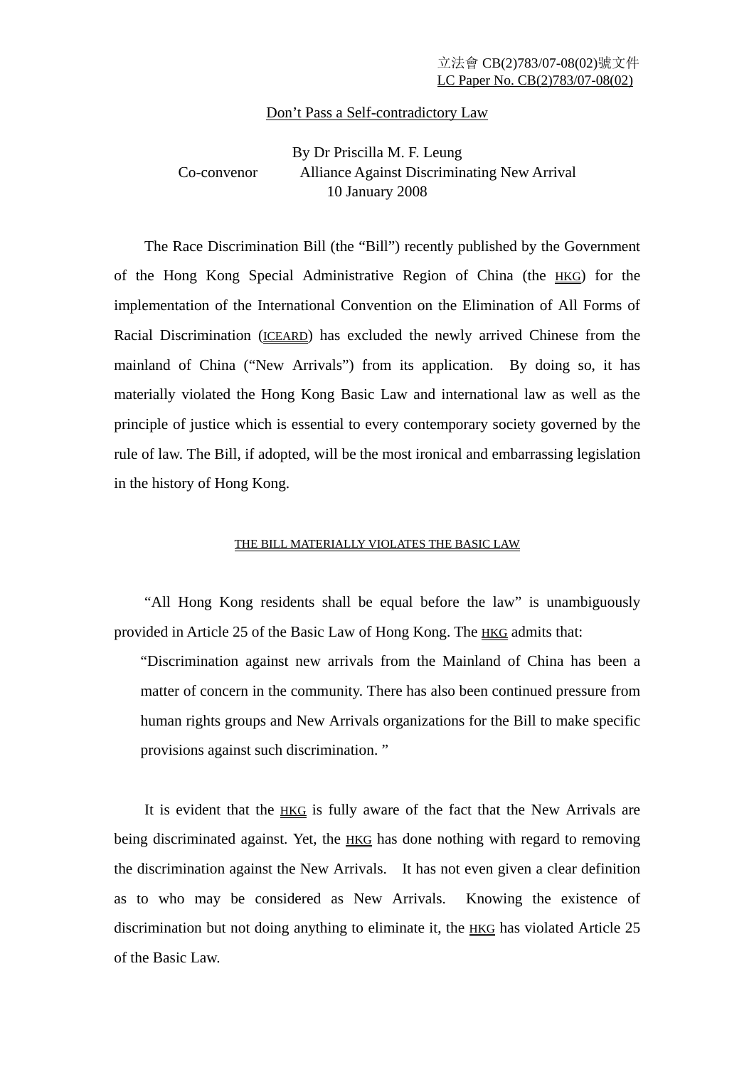立法會 CB(2)783/07-08(02)號文件
LC Paper No. CB(2)783/07-08(02)

# Don't Pass a Self-contradictory Law

By Dr Priscilla M. F. Leung
Co-convenor Alliance Against Discriminating New Arrival
10 January 2008

The Race Discrimination Bill (the "Bill") recently published by the Government of the Hong Kong Special Administrative Region of China (the HKG) for the implementation of the International Convention on the Elimination of All Forms of Racial Discrimination (ICEARD) has excluded the newly arrived Chinese from the mainland of China ("New Arrivals") from its application. By doing so, it has materially violated the Hong Kong Basic Law and international law as well as the principle of justice which is essential to every contemporary society governed by the rule of law. The Bill, if adopted, will be the most ironical and embarrassing legislation in the history of Hong Kong.

## THE BILL MATERIALLY VIOLATES THE BASIC LAW

"All Hong Kong residents shall be equal before the law" is unambiguously provided in Article 25 of the Basic Law of Hong Kong. The HKG admits that:

> "Discrimination against new arrivals from the Mainland of China has been a matter of concern in the community. There has also been continued pressure from human rights groups and New Arrivals organizations for the Bill to make specific provisions against such discrimination. "

It is evident that the HKG is fully aware of the fact that the New Arrivals are being discriminated against. Yet, the HKG has done nothing with regard to removing the discrimination against the New Arrivals. It has not even given a clear definition as to who may be considered as New Arrivals. Knowing the existence of discrimination but not doing anything to eliminate it, the HKG has violated Article 25 of the Basic Law.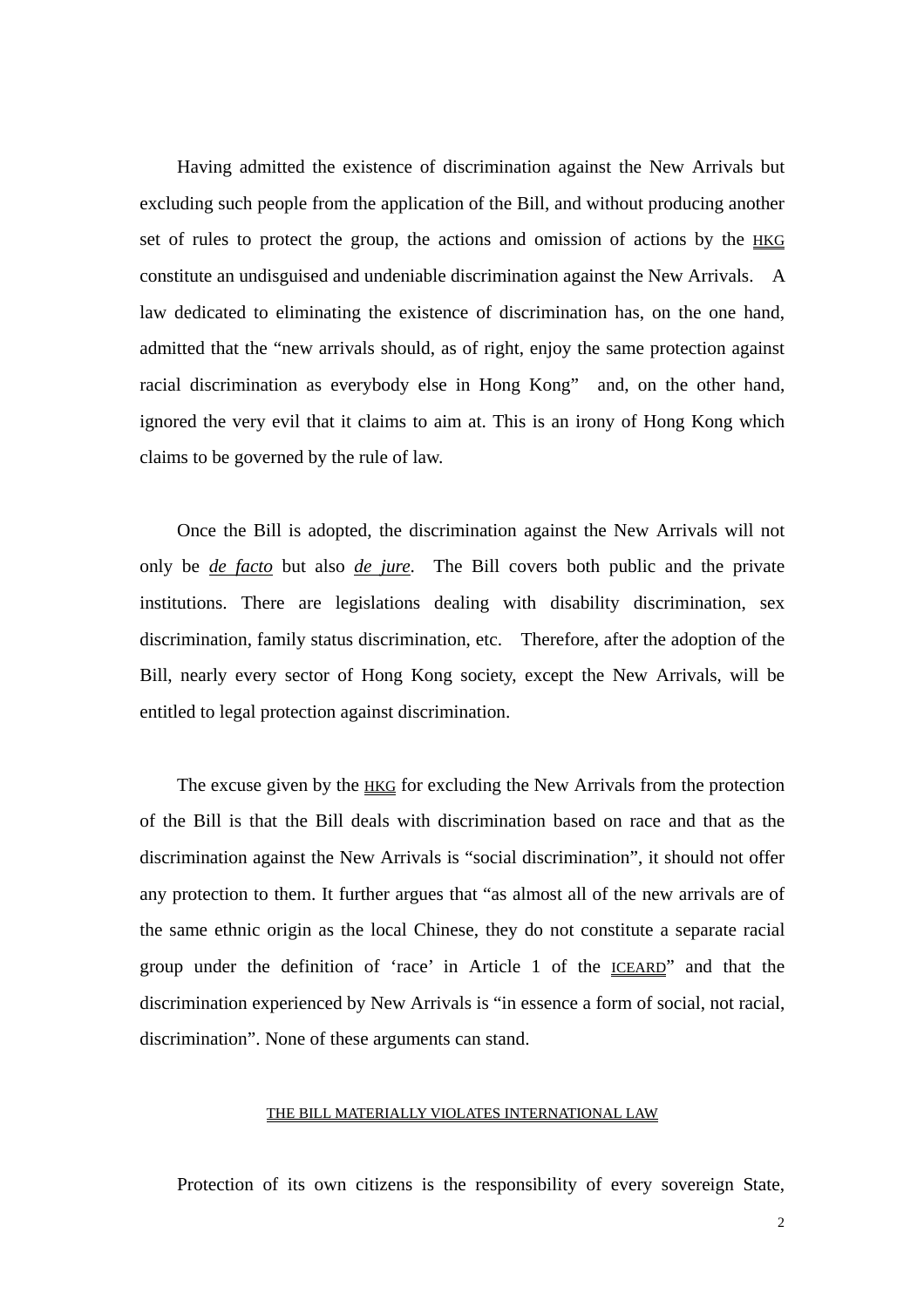Having admitted the existence of discrimination against the New Arrivals but excluding such people from the application of the Bill, and without producing another set of rules to protect the group, the actions and omission of actions by the HKG constitute an undisguised and undeniable discrimination against the New Arrivals. A law dedicated to eliminating the existence of discrimination has, on the one hand, admitted that the "new arrivals should, as of right, enjoy the same protection against racial discrimination as everybody else in Hong Kong" and, on the other hand, ignored the very evil that it claims to aim at. This is an irony of Hong Kong which claims to be governed by the rule of law.

Once the Bill is adopted, the discrimination against the New Arrivals will not only be *de facto* but also *de jure*. The Bill covers both public and the private institutions. There are legislations dealing with disability discrimination, sex discrimination, family status discrimination, etc. Therefore, after the adoption of the Bill, nearly every sector of Hong Kong society, except the New Arrivals, will be entitled to legal protection against discrimination.

The excuse given by the HKG for excluding the New Arrivals from the protection of the Bill is that the Bill deals with discrimination based on race and that as the discrimination against the New Arrivals is "social discrimination", it should not offer any protection to them. It further argues that "as almost all of the new arrivals are of the same ethnic origin as the local Chinese, they do not constitute a separate racial group under the definition of 'race' in Article 1 of the ICEARD" and that the discrimination experienced by New Arrivals is "in essence a form of social, not racial, discrimination". None of these arguments can stand.

## THE BILL MATERIALLY VIOLATES INTERNATIONAL LAW

Protection of its own citizens is the responsibility of every sovereign State,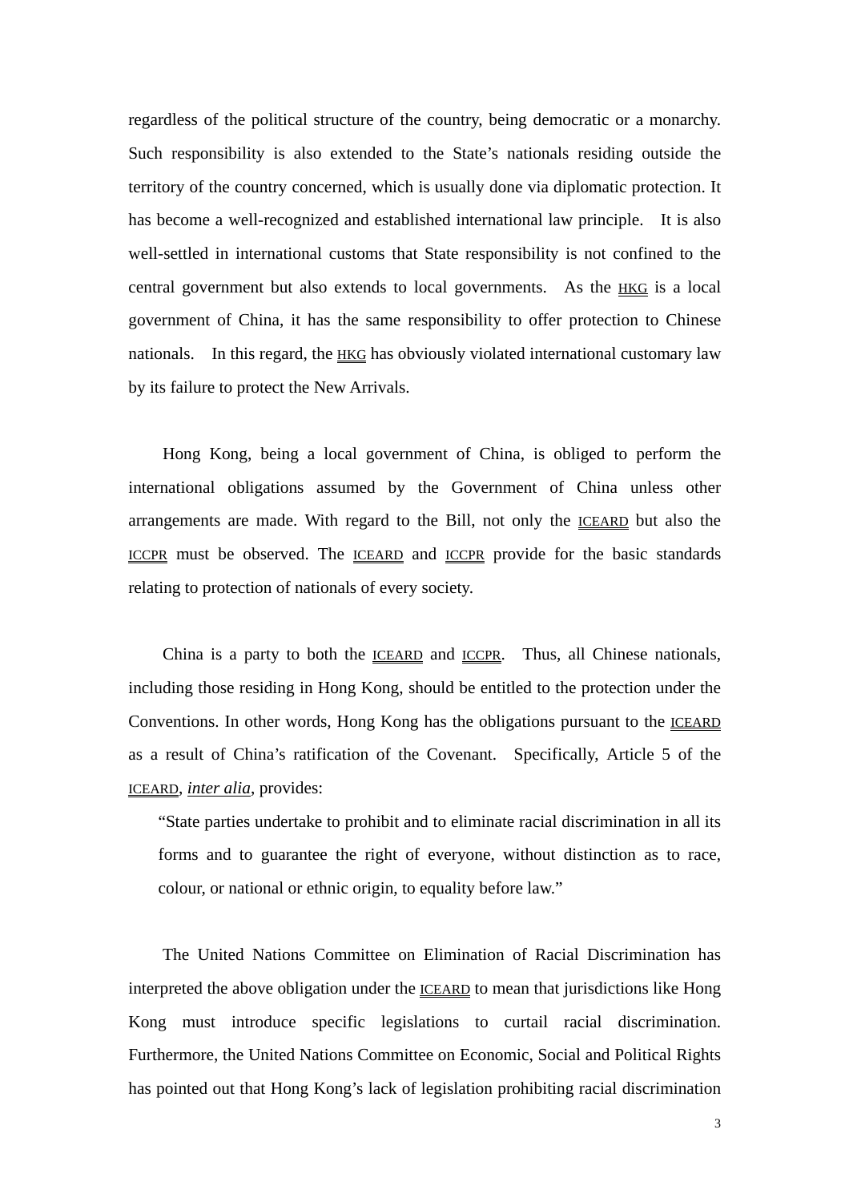regardless of the political structure of the country, being democratic or a monarchy. Such responsibility is also extended to the State's nationals residing outside the territory of the country concerned, which is usually done via diplomatic protection. It has become a well-recognized and established international law principle. It is also well-settled in international customs that State responsibility is not confined to the central government but also extends to local governments. As the HKG is a local government of China, it has the same responsibility to offer protection to Chinese nationals. In this regard, the HKG has obviously violated international customary law by its failure to protect the New Arrivals.

Hong Kong, being a local government of China, is obliged to perform the international obligations assumed by the Government of China unless other arrangements are made. With regard to the Bill, not only the ICEARD but also the ICCPR must be observed. The ICEARD and ICCPR provide for the basic standards relating to protection of nationals of every society.

China is a party to both the ICEARD and ICCPR. Thus, all Chinese nationals, including those residing in Hong Kong, should be entitled to the protection under the Conventions. In other words, Hong Kong has the obligations pursuant to the ICEARD as a result of China's ratification of the Covenant. Specifically, Article 5 of the ICEARD, *inter alia*, provides:

> "State parties undertake to prohibit and to eliminate racial discrimination in all its forms and to guarantee the right of everyone, without distinction as to race, colour, or national or ethnic origin, to equality before law."

The United Nations Committee on Elimination of Racial Discrimination has interpreted the above obligation under the ICEARD to mean that jurisdictions like Hong Kong must introduce specific legislations to curtail racial discrimination. Furthermore, the United Nations Committee on Economic, Social and Political Rights has pointed out that Hong Kong's lack of legislation prohibiting racial discrimination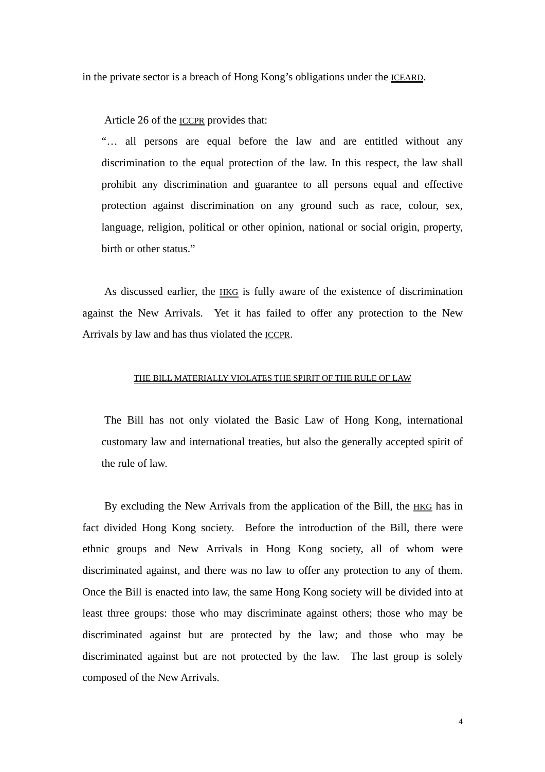in the private sector is a breach of Hong Kong's obligations under the ICEARD.

Article 26 of the ICCPR provides that:

> "… all persons are equal before the law and are entitled without any discrimination to the equal protection of the law. In this respect, the law shall prohibit any discrimination and guarantee to all persons equal and effective protection against discrimination on any ground such as race, colour, sex, language, religion, political or other opinion, national or social origin, property, birth or other status."

As discussed earlier, the HKG is fully aware of the existence of discrimination against the New Arrivals. Yet it has failed to offer any protection to the New Arrivals by law and has thus violated the ICCPR.

## THE BILL MATERIALLY VIOLATES THE SPIRIT OF THE RULE OF LAW

The Bill has not only violated the Basic Law of Hong Kong, international customary law and international treaties, but also the generally accepted spirit of the rule of law.

By excluding the New Arrivals from the application of the Bill, the HKG has in fact divided Hong Kong society. Before the introduction of the Bill, there were ethnic groups and New Arrivals in Hong Kong society, all of whom were discriminated against, and there was no law to offer any protection to any of them. Once the Bill is enacted into law, the same Hong Kong society will be divided into at least three groups: those who may discriminate against others; those who may be discriminated against but are protected by the law; and those who may be discriminated against but are not protected by the law. The last group is solely composed of the New Arrivals.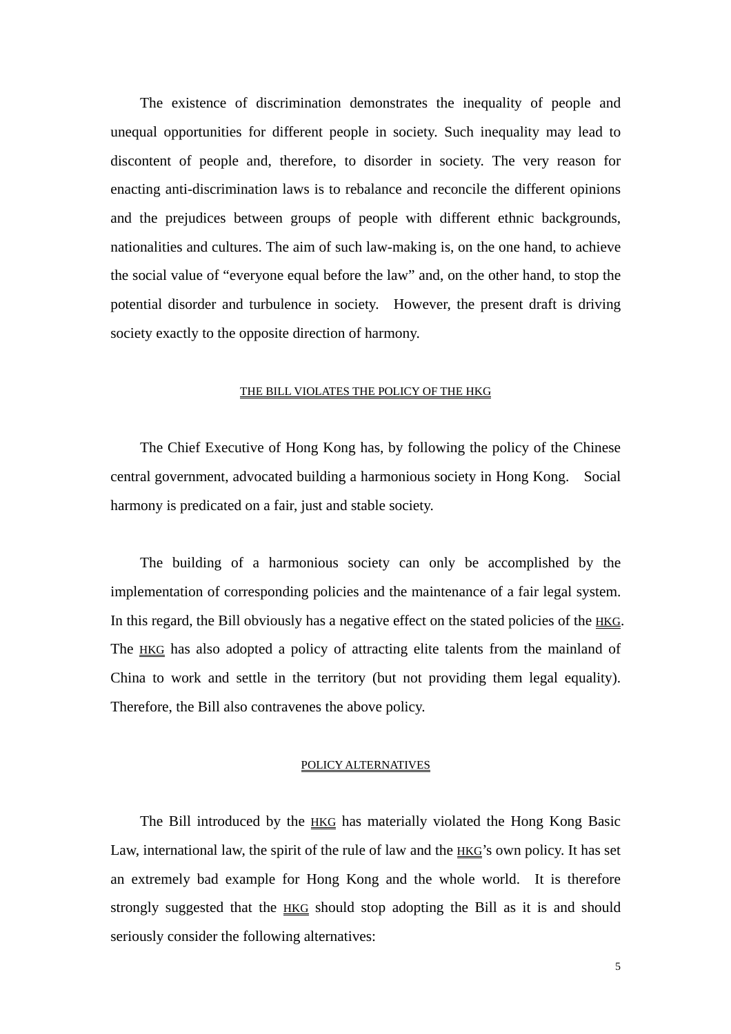The existence of discrimination demonstrates the inequality of people and unequal opportunities for different people in society. Such inequality may lead to discontent of people and, therefore, to disorder in society. The very reason for enacting anti-discrimination laws is to rebalance and reconcile the different opinions and the prejudices between groups of people with different ethnic backgrounds, nationalities and cultures. The aim of such law-making is, on the one hand, to achieve the social value of "everyone equal before the law" and, on the other hand, to stop the potential disorder and turbulence in society. However, the present draft is driving society exactly to the opposite direction of harmony.

## THE BILL VIOLATES THE POLICY OF THE HKG

The Chief Executive of Hong Kong has, by following the policy of the Chinese central government, advocated building a harmonious society in Hong Kong. Social harmony is predicated on a fair, just and stable society.

The building of a harmonious society can only be accomplished by the implementation of corresponding policies and the maintenance of a fair legal system. In this regard, the Bill obviously has a negative effect on the stated policies of the HKG. The HKG has also adopted a policy of attracting elite talents from the mainland of China to work and settle in the territory (but not providing them legal equality). Therefore, the Bill also contravenes the above policy.

## POLICY ALTERNATIVES

The Bill introduced by the HKG has materially violated the Hong Kong Basic Law, international law, the spirit of the rule of law and the HKG's own policy. It has set an extremely bad example for Hong Kong and the whole world. It is therefore strongly suggested that the HKG should stop adopting the Bill as it is and should seriously consider the following alternatives: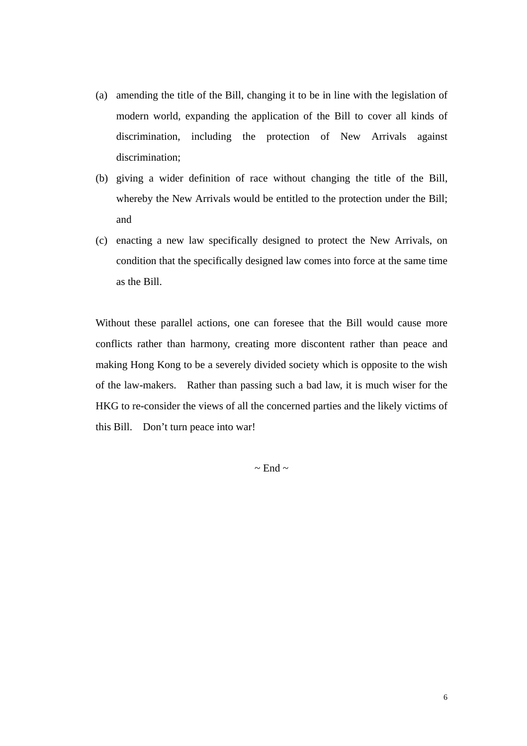(a) amending the title of the Bill, changing it to be in line with the legislation of modern world, expanding the application of the Bill to cover all kinds of discrimination, including the protection of New Arrivals against discrimination;

(b) giving a wider definition of race without changing the title of the Bill, whereby the New Arrivals would be entitled to the protection under the Bill; and

(c) enacting a new law specifically designed to protect the New Arrivals, on condition that the specifically designed law comes into force at the same time as the Bill.

Without these parallel actions, one can foresee that the Bill would cause more conflicts rather than harmony, creating more discontent rather than peace and making Hong Kong to be a severely divided society which is opposite to the wish of the law-makers. Rather than passing such a bad law, it is much wiser for the HKG to re-consider the views of all the concerned parties and the likely victims of this Bill. Don't turn peace into war!

~ End ~